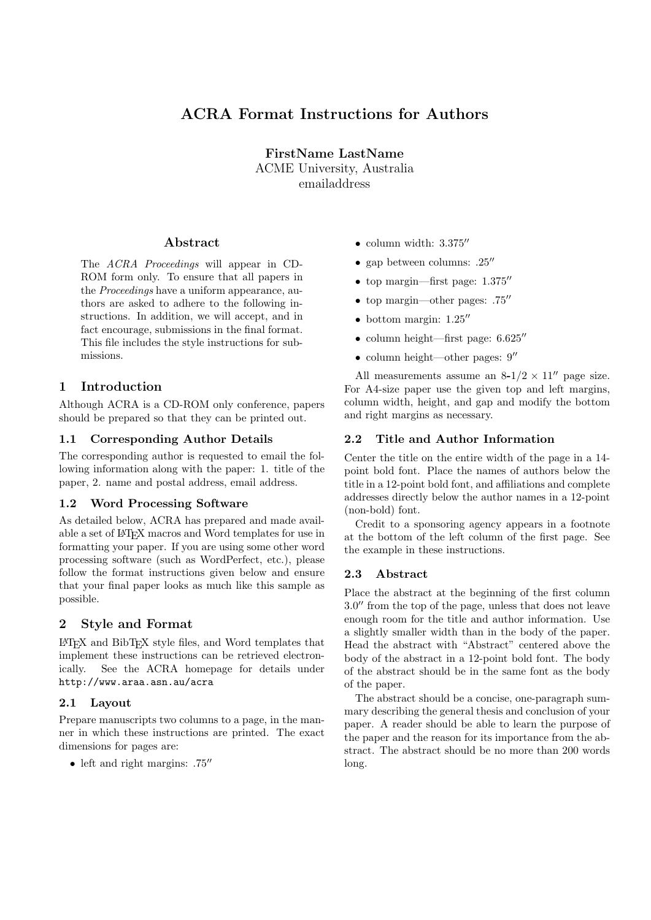# ACRA Format Instructions for Authors

**FirstName LastName**
ACME University, Australia
emailaddress

### Abstract

The *ACRA Proceedings* will appear in CD-ROM form only. To ensure that all papers in the *Proceedings* have a uniform appearance, authors are asked to adhere to the following instructions. In addition, we will accept, and in fact encourage, submissions in the final format. This file includes the style instructions for submissions.

## 1 Introduction

Although ACRA is a CD-ROM only conference, papers should be prepared so that they can be printed out.

### 1.1 Corresponding Author Details

The corresponding author is requested to email the following information along with the paper: 1. title of the paper, 2. name and postal address, email address.

### 1.2 Word Processing Software

As detailed below, ACRA has prepared and made available a set of LaTeX macros and Word templates for use in formatting your paper. If you are using some other word processing software (such as WordPerfect, etc.), please follow the format instructions given below and ensure that your final paper looks as much like this sample as possible.

## 2 Style and Format

LaTeX and BibTeX style files, and Word templates that implement these instructions can be retrieved electronically. See the ACRA homepage for details under `http://www.araa.asn.au/acra`

### 2.1 Layout

Prepare manuscripts two columns to a page, in the manner in which these instructions are printed. The exact dimensions for pages are:

- left and right margins: .75″
- column width: 3.375″
- gap between columns: .25″
- top margin—first page: 1.375″
- top margin—other pages: .75″
- bottom margin: 1.25″
- column height—first page: 6.625″
- column height—other pages: 9″

All measurements assume an 8-1/2 × 11″ page size. For A4-size paper use the given top and left margins, column width, height, and gap and modify the bottom and right margins as necessary.

### 2.2 Title and Author Information

Center the title on the entire width of the page in a 14-point bold font. Place the names of authors below the title in a 12-point bold font, and affiliations and complete addresses directly below the author names in a 12-point (non-bold) font.

Credit to a sponsoring agency appears in a footnote at the bottom of the left column of the first page. See the example in these instructions.

### 2.3 Abstract

Place the abstract at the beginning of the first column 3.0″ from the top of the page, unless that does not leave enough room for the title and author information. Use a slightly smaller width than in the body of the paper. Head the abstract with "Abstract" centered above the body of the abstract in a 12-point bold font. The body of the abstract should be in the same font as the body of the paper.

The abstract should be a concise, one-paragraph summary describing the general thesis and conclusion of your paper. A reader should be able to learn the purpose of the paper and the reason for its importance from the abstract. The abstract should be no more than 200 words long.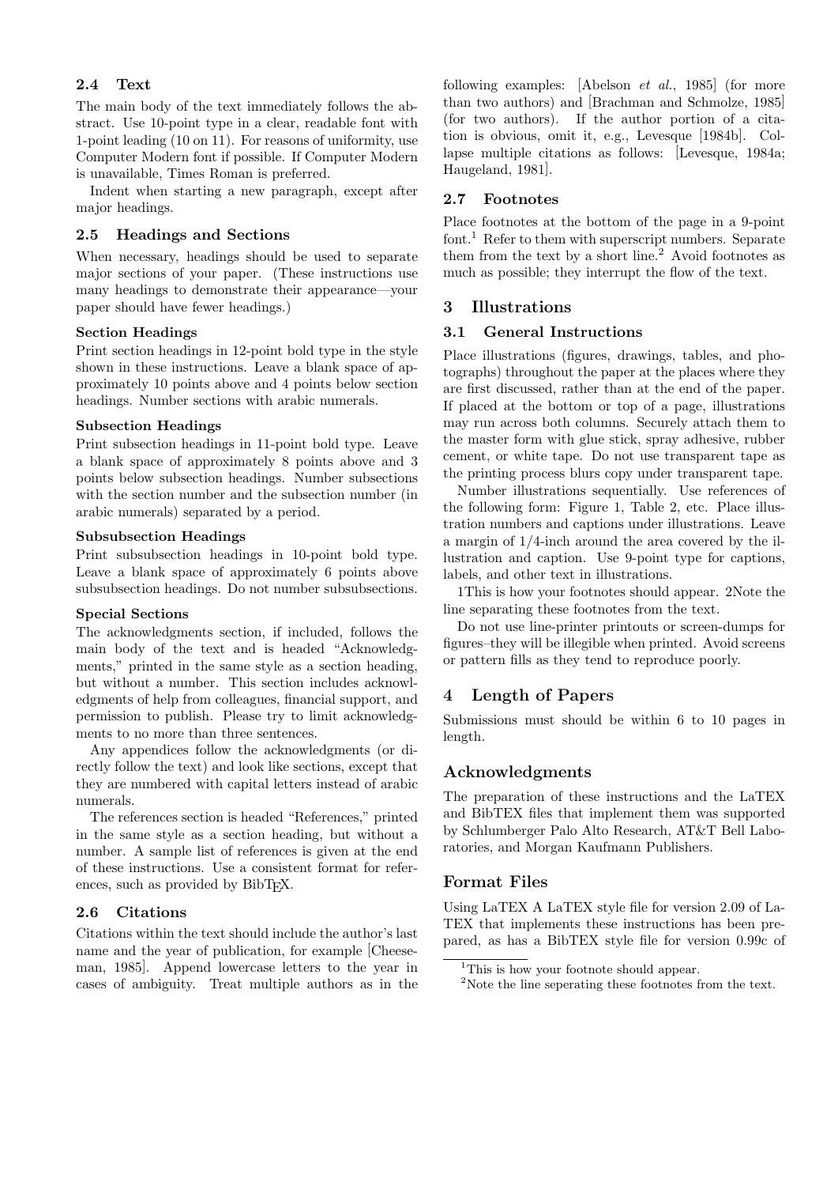### 2.4 Text

The main body of the text immediately follows the abstract. Use 10-point type in a clear, readable font with 1-point leading (10 on 11). For reasons of uniformity, use Computer Modern font if possible. If Computer Modern is unavailable, Times Roman is preferred.

Indent when starting a new paragraph, except after major headings.

### 2.5 Headings and Sections

When necessary, headings should be used to separate major sections of your paper. (These instructions use many headings to demonstrate their appearance—your paper should have fewer headings.)

#### Section Headings

Print section headings in 12-point bold type in the style shown in these instructions. Leave a blank space of approximately 10 points above and 4 points below section headings. Number sections with arabic numerals.

#### Subsection Headings

Print subsection headings in 11-point bold type. Leave a blank space of approximately 8 points above and 3 points below subsection headings. Number subsections with the section number and the subsection number (in arabic numerals) separated by a period.

#### Subsubsection Headings

Print subsubsection headings in 10-point bold type. Leave a blank space of approximately 6 points above subsubsection headings. Do not number subsubsections.

#### Special Sections

The acknowledgments section, if included, follows the main body of the text and is headed "Acknowledgments," printed in the same style as a section heading, but without a number. This section includes acknowledgments of help from colleagues, financial support, and permission to publish. Please try to limit acknowledgments to no more than three sentences.

Any appendices follow the acknowledgments (or directly follow the text) and look like sections, except that they are numbered with capital letters instead of arabic numerals.

The references section is headed "References," printed in the same style as a section heading, but without a number. A sample list of references is given at the end of these instructions. Use a consistent format for references, such as provided by BibTEX.

### 2.6 Citations

Citations within the text should include the author's last name and the year of publication, for example [Cheeseman, 1985]. Append lowercase letters to the year in cases of ambiguity. Treat multiple authors as in the following examples: [Abelson *et al.*, 1985] (for more than two authors) and [Brachman and Schmolze, 1985] (for two authors). If the author portion of a citation is obvious, omit it, e.g., Levesque [1984b]. Collapse multiple citations as follows: [Levesque, 1984a; Haugeland, 1981].

### 2.7 Footnotes

Place footnotes at the bottom of the page in a 9-point font.[1] Refer to them with superscript numbers. Separate them from the text by a short line.[2] Avoid footnotes as much as possible; they interrupt the flow of the text.

## 3 Illustrations

### 3.1 General Instructions

Place illustrations (figures, drawings, tables, and photographs) throughout the paper at the places where they are first discussed, rather than at the end of the paper. If placed at the bottom or top of a page, illustrations may run across both columns. Securely attach them to the master form with glue stick, spray adhesive, rubber cement, or white tape. Do not use transparent tape as the printing process blurs copy under transparent tape.

Number illustrations sequentially. Use references of the following form: Figure 1, Table 2, etc. Place illustration numbers and captions under illustrations. Leave a margin of 1/4-inch around the area covered by the illustration and caption. Use 9-point type for captions, labels, and other text in illustrations.

1This is how your footnotes should appear. 2Note the line separating these footnotes from the text.

Do not use line-printer printouts or screen-dumps for figures–they will be illegible when printed. Avoid screens or pattern fills as they tend to reproduce poorly.

## 4 Length of Papers

Submissions must should be within 6 to 10 pages in length.

## Acknowledgments

The preparation of these instructions and the LaTEX and BibTEX files that implement them was supported by Schlumberger Palo Alto Research, AT&T Bell Laboratories, and Morgan Kaufmann Publishers.

## Format Files

Using LaTEX A LaTEX style file for version 2.09 of LaTEX that implements these instructions has been prepared, as has a BibTEX style file for version 0.99c of

---

[1] This is how your footnote should appear.

[2] Note the line seperating these footnotes from the text.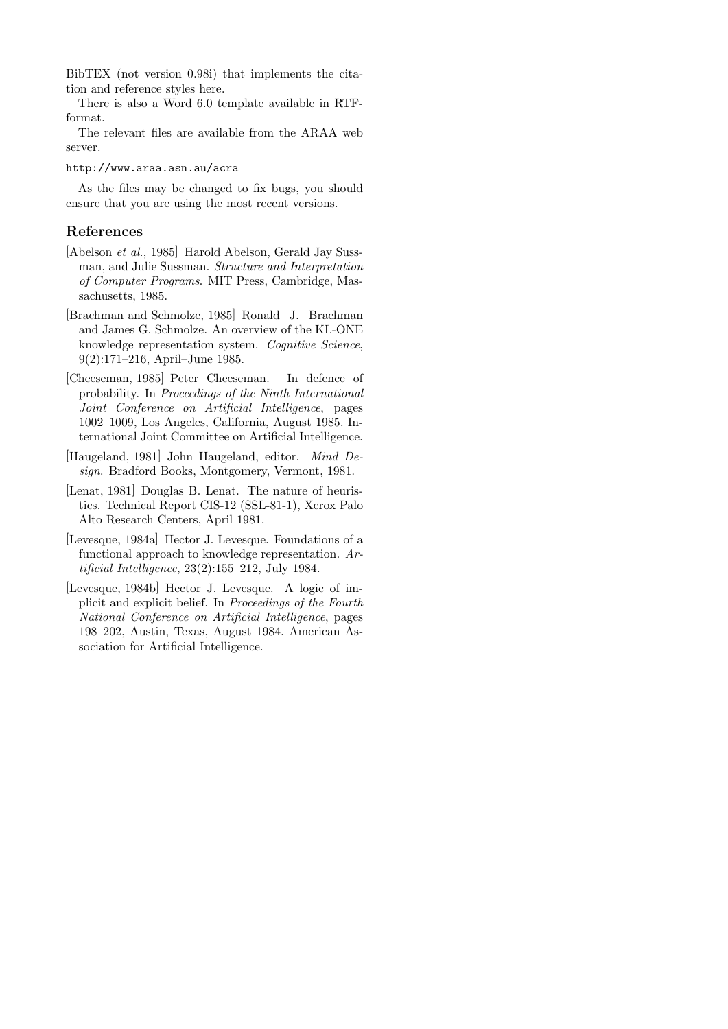BibTEX (not version 0.98i) that implements the citation and reference styles here.

There is also a Word 6.0 template available in RTF-format.

The relevant files are available from the ARAA web server.

```
http://www.araa.asn.au/acra
```

As the files may be changed to fix bugs, you should ensure that you are using the most recent versions.

## References

[Abelson *et al.*, 1985] Harold Abelson, Gerald Jay Sussman, and Julie Sussman. *Structure and Interpretation of Computer Programs*. MIT Press, Cambridge, Massachusetts, 1985.

[Brachman and Schmolze, 1985] Ronald J. Brachman and James G. Schmolze. An overview of the KL-ONE knowledge representation system. *Cognitive Science*, 9(2):171–216, April–June 1985.

[Cheeseman, 1985] Peter Cheeseman. In defence of probability. In *Proceedings of the Ninth International Joint Conference on Artificial Intelligence*, pages 1002–1009, Los Angeles, California, August 1985. International Joint Committee on Artificial Intelligence.

[Haugeland, 1981] John Haugeland, editor. *Mind Design*. Bradford Books, Montgomery, Vermont, 1981.

[Lenat, 1981] Douglas B. Lenat. The nature of heuristics. Technical Report CIS-12 (SSL-81-1), Xerox Palo Alto Research Centers, April 1981.

[Levesque, 1984a] Hector J. Levesque. Foundations of a functional approach to knowledge representation. *Artificial Intelligence*, 23(2):155–212, July 1984.

[Levesque, 1984b] Hector J. Levesque. A logic of implicit and explicit belief. In *Proceedings of the Fourth National Conference on Artificial Intelligence*, pages 198–202, Austin, Texas, August 1984. American Association for Artificial Intelligence.